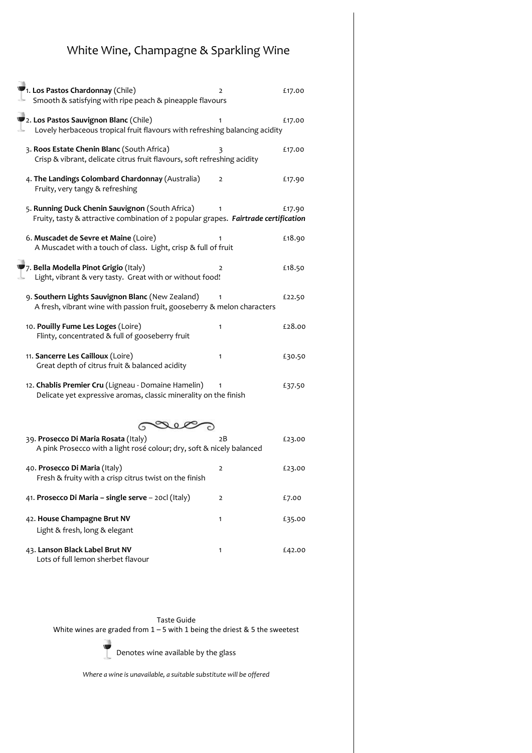# White Wine, Champagne & Sparkling Wine

| Wine | Taste | Price |
|---|---|---|
| 🍷 1. **Los Pastos Chardonnay** (Chile)<br>Smooth & satisfying with ripe peach & pineapple flavours | 2 | £17.00 |
| 🍷 2. **Los Pastos Sauvignon Blanc** (Chile)<br>Lovely herbaceous tropical fruit flavours with refreshing balancing acidity | 1 | £17.00 |
| 3. **Roos Estate Chenin Blanc** (South Africa)<br>Crisp & vibrant, delicate citrus fruit flavours, soft refreshing acidity | 3 | £17.00 |
| 4. **The Landings Colombard Chardonnay** (Australia)<br>Fruity, very tangy & refreshing | 2 | £17.90 |
| 5. **Running Duck Chenin Sauvignon** (South Africa)<br>Fruity, tasty & attractive combination of 2 popular grapes. ***Fairtrade certification*** | 1 | £17.90 |
| 6. **Muscadet de Sevre et Maine** (Loire)<br>A Muscadet with a touch of class. Light, crisp & full of fruit | 1 | £18.90 |
| 🍷 7. **Bella Modella Pinot Grigio** (Italy)<br>Light, vibrant & very tasty. Great with or without food! | 2 | £18.50 |
| 9. **Southern Lights Sauvignon Blanc** (New Zealand)<br>A fresh, vibrant wine with passion fruit, gooseberry & melon characters | 1 | £22.50 |
| 10. **Pouilly Fume Les Loges** (Loire)<br>Flinty, concentrated & full of gooseberry fruit | 1 | £28.00 |
| 11. **Sancerre Les Cailloux** (Loire)<br>Great depth of citrus fruit & balanced acidity | 1 | £30.50 |
| 12. **Chablis Premier Cru** (Ligneau - Domaine Hamelin)<br>Delicate yet expressive aromas, classic minerality on the finish | 1 | £37.50 |

| Wine | Taste | Price |
|---|---|---|
| 39. **Prosecco Di Maria Rosata** (Italy)<br>A pink Prosecco with a light rosé colour; dry, soft & nicely balanced | 2B | £23.00 |
| 40. **Prosecco Di Maria** (Italy)<br>Fresh & fruity with a crisp citrus twist on the finish | 2 | £23.00 |
| 41. **Prosecco Di Maria – single serve** – 20cl (Italy) | 2 | £7.00 |
| 42. **House Champagne Brut NV**<br>Light & fresh, long & elegant | 1 | £35.00 |
| 43. **Lanson Black Label Brut NV**<br>Lots of full lemon sherbet flavour | 1 | £42.00 |

Taste Guide

White wines are graded from 1 – 5 with 1 being the driest & 5 the sweetest

🍷 Denotes wine available by the glass

*Where a wine is unavailable, a suitable substitute will be offered*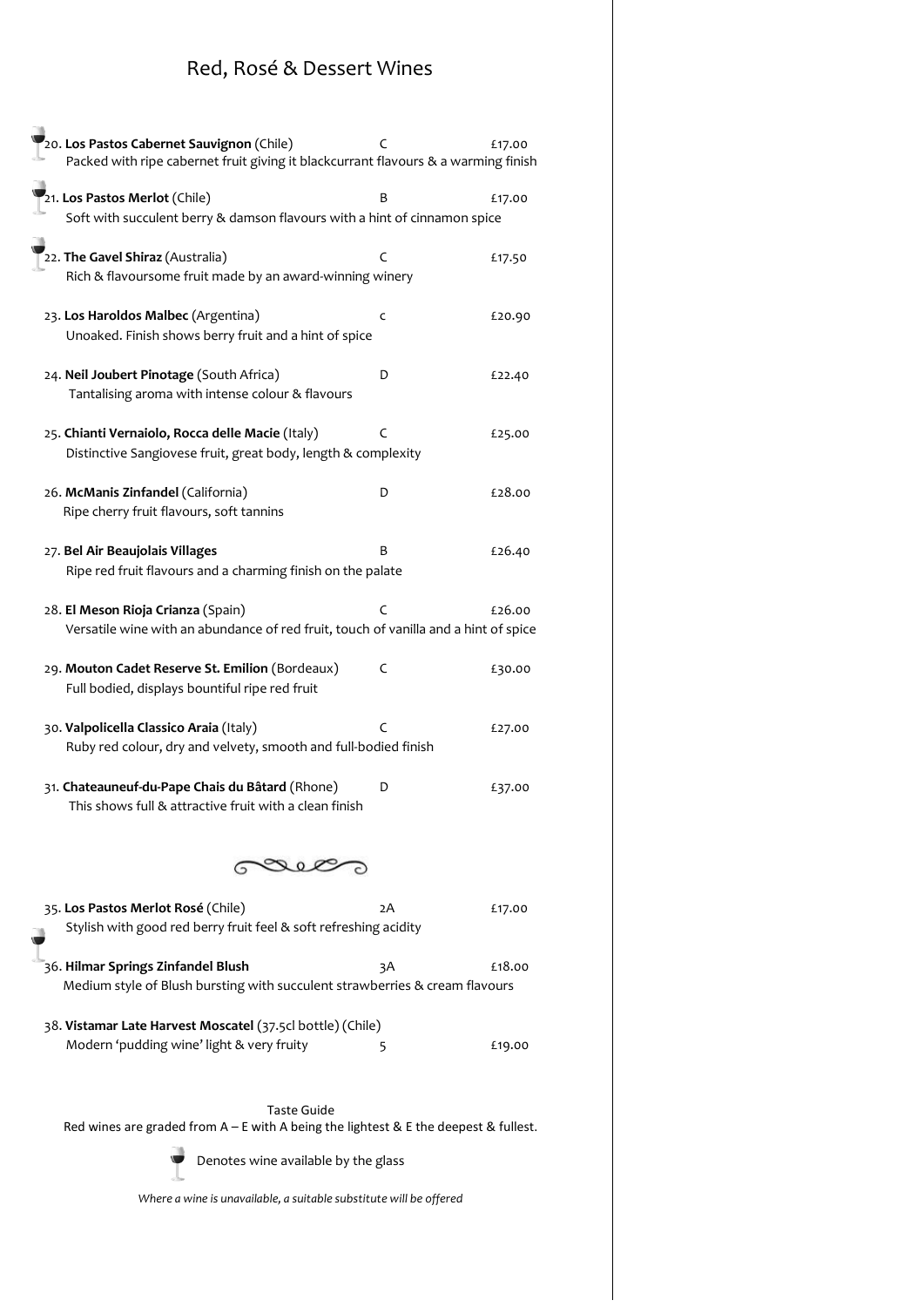# Red, Rosé & Dessert Wines

| | | |
|---|---|---|
| 20. **Los Pastos Cabernet Sauvignon** (Chile)<br>Packed with ripe cabernet fruit giving it blackcurrant flavours & a warming finish | C | £17.00 |
| 21. **Los Pastos Merlot** (Chile)<br>Soft with succulent berry & damson flavours with a hint of cinnamon spice | B | £17.00 |
| 22. **The Gavel Shiraz** (Australia)<br>Rich & flavoursome fruit made by an award-winning winery | C | £17.50 |
| 23. **Los Haroldos Malbec** (Argentina)<br>Unoaked. Finish shows berry fruit and a hint of spice | c | £20.90 |
| 24. **Neil Joubert Pinotage** (South Africa)<br>Tantalising aroma with intense colour & flavours | D | £22.40 |
| 25. **Chianti Vernaiolo, Rocca delle Macie** (Italy)<br>Distinctive Sangiovese fruit, great body, length & complexity | C | £25.00 |
| 26. **McManis Zinfandel** (California)<br>Ripe cherry fruit flavours, soft tannins | D | £28.00 |
| 27. **Bel Air Beaujolais Villages**<br>Ripe red fruit flavours and a charming finish on the palate | B | £26.40 |
| 28. **El Meson Rioja Crianza** (Spain)<br>Versatile wine with an abundance of red fruit, touch of vanilla and a hint of spice | C | £26.00 |
| 29. **Mouton Cadet Reserve St. Emilion** (Bordeaux)<br>Full bodied, displays bountiful ripe red fruit | C | £30.00 |
| 30. **Valpolicella Classico Araia** (Italy)<br>Ruby red colour, dry and velvety, smooth and full-bodied finish | C | £27.00 |
| 31. **Chateauneuf-du-Pape Chais du Bâtard** (Rhone)<br>This shows full & attractive fruit with a clean finish | D | £37.00 |

| | | |
|---|---|---|
| 35. **Los Pastos Merlot Rosé** (Chile)<br>Stylish with good red berry fruit feel & soft refreshing acidity | 2A | £17.00 |
| 36. **Hilmar Springs Zinfandel Blush**<br>Medium style of Blush bursting with succulent strawberries & cream flavours | 3A | £18.00 |
| 38. **Vistamar Late Harvest Moscatel** (37.5cl bottle) (Chile)<br>Modern 'pudding wine' light & very fruity | 5 | £19.00 |

Taste Guide

Red wines are graded from A – E with A being the lightest & E the deepest & fullest.

Denotes wine available by the glass

*Where a wine is unavailable, a suitable substitute will be offered*